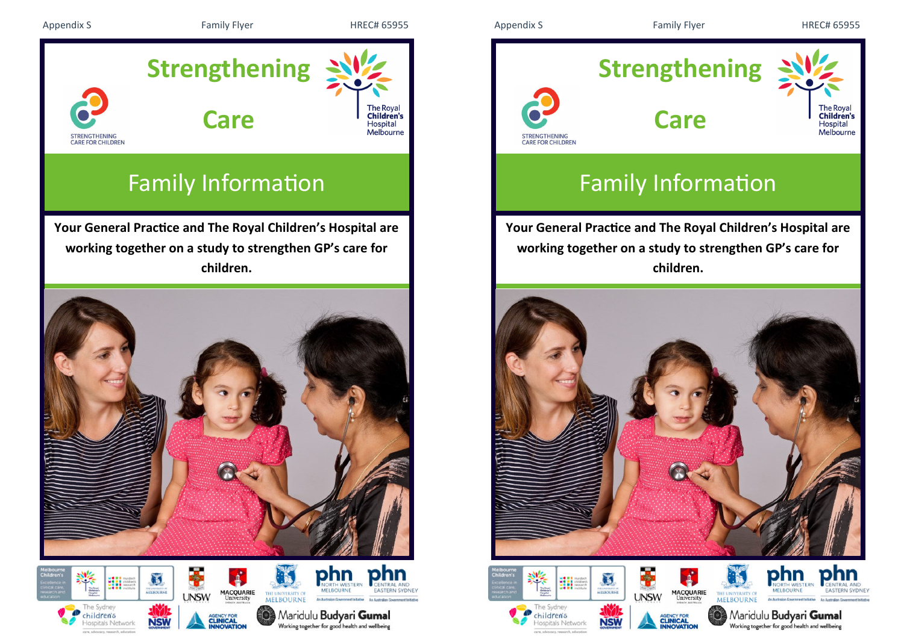Appendix S Family Flyer HREC# 65955

# Strengthening Care

STRENGTHENING CARE FOR CHILDREN

The Royal Children's Hospital Melbourne

## Family Information

**Your General Practice and The Royal Children's Hospital are working together on a study to strengthen GP's care for children.**

Appendix S Family Flyer HREC# 65955

# Strengthening Care

STRENGTHENING CARE FOR CHILDREN

The Royal Children's Hospital Melbourne

## Family Information

**Your General Practice and The Royal Children's Hospital are working together on a study to strengthen GP's care for children.**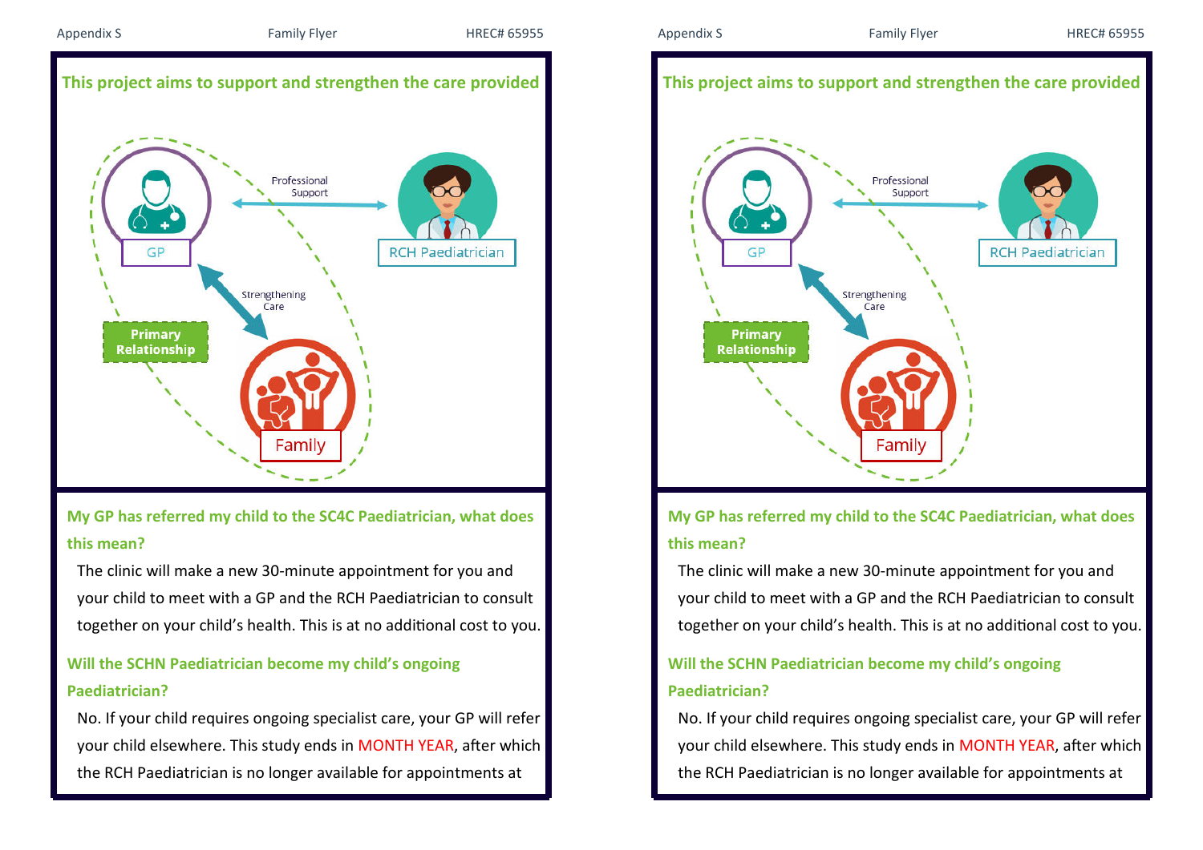## This project aims to support and strengthen the care provided

Professional Support

GP

RCH Paediatrician

Strengthening Care

Primary Relationship

Family

### My GP has referred my child to the SC4C Paediatrician, what does this mean?

The clinic will make a new 30-minute appointment for you and your child to meet with a GP and the RCH Paediatrician to consult together on your child's health. This is at no additional cost to you.

### Will the SCHN Paediatrician become my child's ongoing Paediatrician?

No. If your child requires ongoing specialist care, your GP will refer your child elsewhere. This study ends in MONTH YEAR, after which the RCH Paediatrician is no longer available for appointments at

## This project aims to support and strengthen the care provided

Professional Support

GP

RCH Paediatrician

Strengthening Care

Primary Relationship

Family

### My GP has referred my child to the SC4C Paediatrician, what does this mean?

The clinic will make a new 30-minute appointment for you and your child to meet with a GP and the RCH Paediatrician to consult together on your child's health. This is at no additional cost to you.

### Will the SCHN Paediatrician become my child's ongoing Paediatrician?

No. If your child requires ongoing specialist care, your GP will refer your child elsewhere. This study ends in MONTH YEAR, after which the RCH Paediatrician is no longer available for appointments at